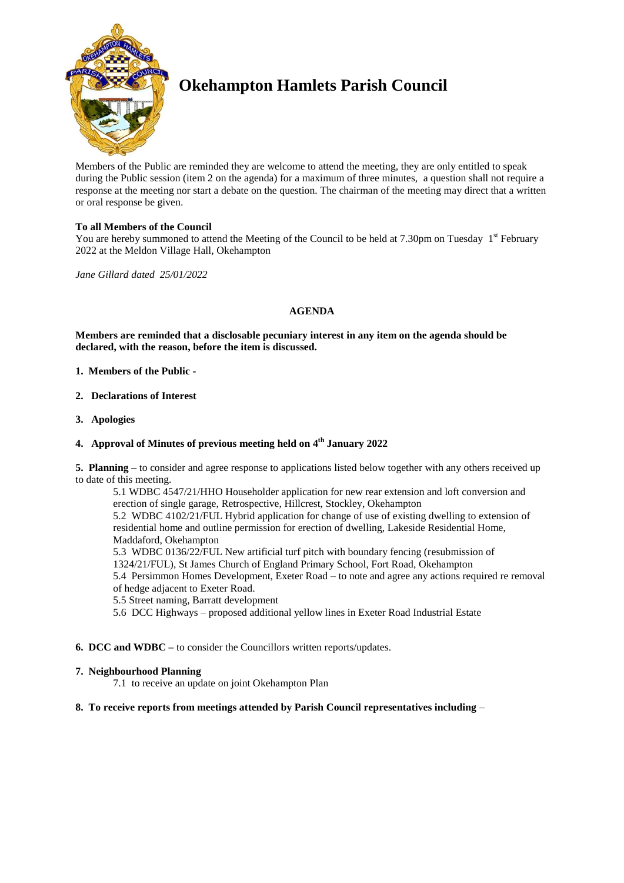# Okehampton Hamlets Parish Council

Members of the Public are reminded they are welcome to attend the meeting, they are only entitled to speak during the Public session (item 2 on the agenda) for a maximum of three minutes, a question shall not require a response at the meeting nor start a debate on the question. The chairman of the meeting may direct that a written or oral response be given.

**To all Members of the Council**
You are hereby summoned to attend the Meeting of the Council to be held at 7.30pm on Tuesday 1st February 2022 at the Meldon Village Hall, Okehampton

*Jane Gillard dated 25/01/2022*

## AGENDA

**Members are reminded that a disclosable pecuniary interest in any item on the agenda should be declared, with the reason, before the item is discussed.**

**1. Members of the Public -**

**2. Declarations of Interest**

**3. Apologies**

**4. Approval of Minutes of previous meeting held on 4th January 2022**

**5. Planning –** to consider and agree response to applications listed below together with any others received up to date of this meeting.

5.1 WDBC 4547/21/HHO Householder application for new rear extension and loft conversion and erection of single garage, Retrospective, Hillcrest, Stockley, Okehampton
5.2 WDBC 4102/21/FUL Hybrid application for change of use of existing dwelling to extension of residential home and outline permission for erection of dwelling, Lakeside Residential Home, Maddaford, Okehampton
5.3 WDBC 0136/22/FUL New artificial turf pitch with boundary fencing (resubmission of 1324/21/FUL), St James Church of England Primary School, Fort Road, Okehampton
5.4 Persimmon Homes Development, Exeter Road – to note and agree any actions required re removal of hedge adjacent to Exeter Road.
5.5 Street naming, Barratt development
5.6 DCC Highways – proposed additional yellow lines in Exeter Road Industrial Estate

**6. DCC and WDBC –** to consider the Councillors written reports/updates.

**7. Neighbourhood Planning**

7.1 to receive an update on joint Okehampton Plan

**8. To receive reports from meetings attended by Parish Council representatives including** –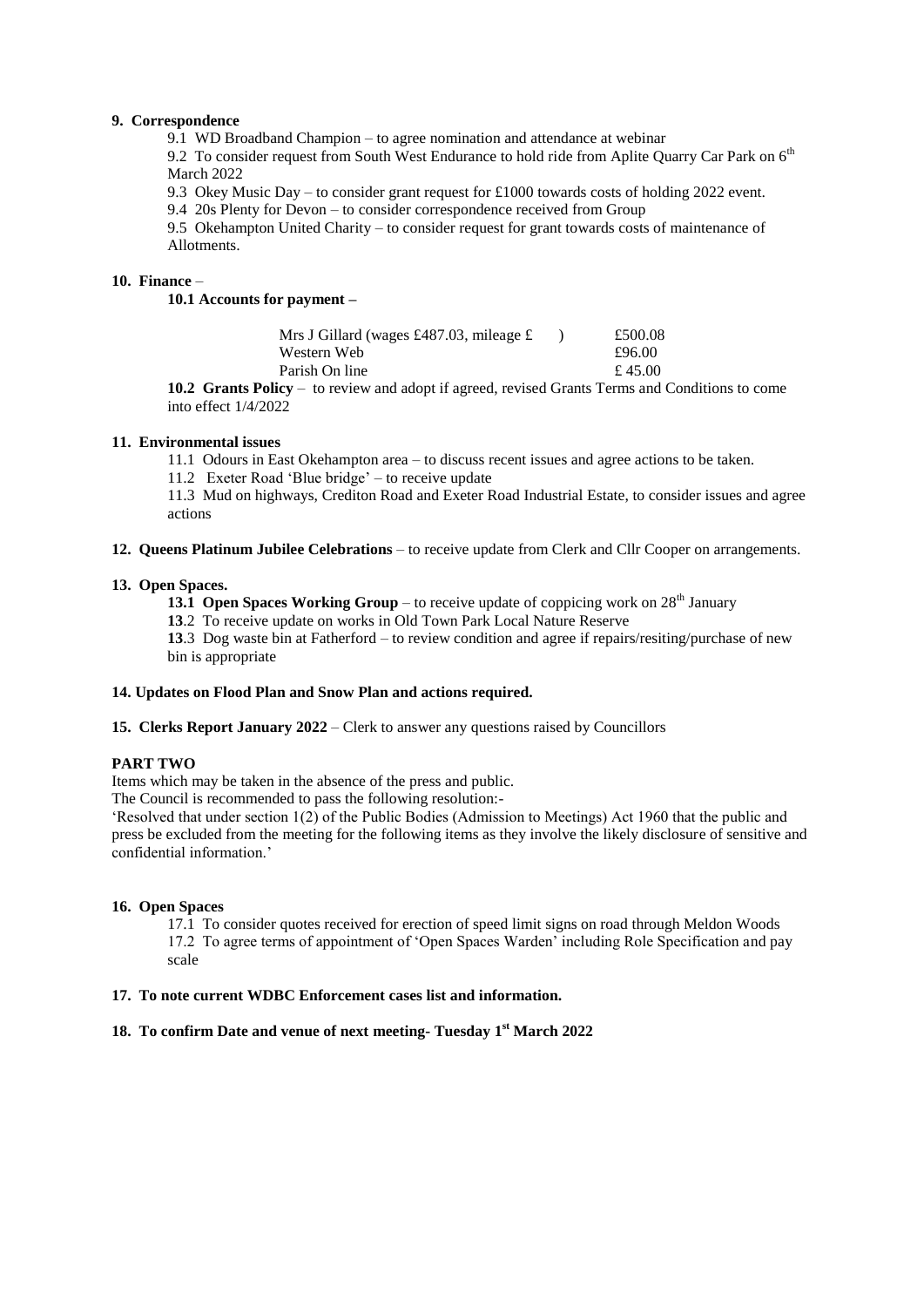**9. Correspondence**

9.1 WD Broadband Champion – to agree nomination and attendance at webinar

9.2 To consider request from South West Endurance to hold ride from Aplite Quarry Car Park on 6th March 2022

9.3 Okey Music Day – to consider grant request for £1000 towards costs of holding 2022 event.

9.4 20s Plenty for Devon – to consider correspondence received from Group

9.5 Okehampton United Charity – to consider request for grant towards costs of maintenance of Allotments.

**10. Finance** –

**10.1 Accounts for payment –**

| | |
|---|---|
| Mrs J Gillard (wages £487.03, mileage £ ) | £500.08 |
| Western Web | £96.00 |
| Parish On line | £ 45.00 |

**10.2 Grants Policy** – to review and adopt if agreed, revised Grants Terms and Conditions to come into effect 1/4/2022

**11. Environmental issues**

11.1 Odours in East Okehampton area – to discuss recent issues and agree actions to be taken.

11.2 Exeter Road 'Blue bridge' – to receive update

11.3 Mud on highways, Crediton Road and Exeter Road Industrial Estate, to consider issues and agree actions

**12. Queens Platinum Jubilee Celebrations** – to receive update from Clerk and Cllr Cooper on arrangements.

**13. Open Spaces.**

**13.1 Open Spaces Working Group** – to receive update of coppicing work on 28th January

**13**.2 To receive update on works in Old Town Park Local Nature Reserve

**13**.3 Dog waste bin at Fatherford – to review condition and agree if repairs/resiting/purchase of new bin is appropriate

**14. Updates on Flood Plan and Snow Plan and actions required.**

**15. Clerks Report January 2022** – Clerk to answer any questions raised by Councillors

**PART TWO**

Items which may be taken in the absence of the press and public.

The Council is recommended to pass the following resolution:-

'Resolved that under section 1(2) of the Public Bodies (Admission to Meetings) Act 1960 that the public and press be excluded from the meeting for the following items as they involve the likely disclosure of sensitive and confidential information.'

**16. Open Spaces**

17.1 To consider quotes received for erection of speed limit signs on road through Meldon Woods

17.2 To agree terms of appointment of 'Open Spaces Warden' including Role Specification and pay scale

**17. To note current WDBC Enforcement cases list and information.**

**18. To confirm Date and venue of next meeting- Tuesday 1st March 2022**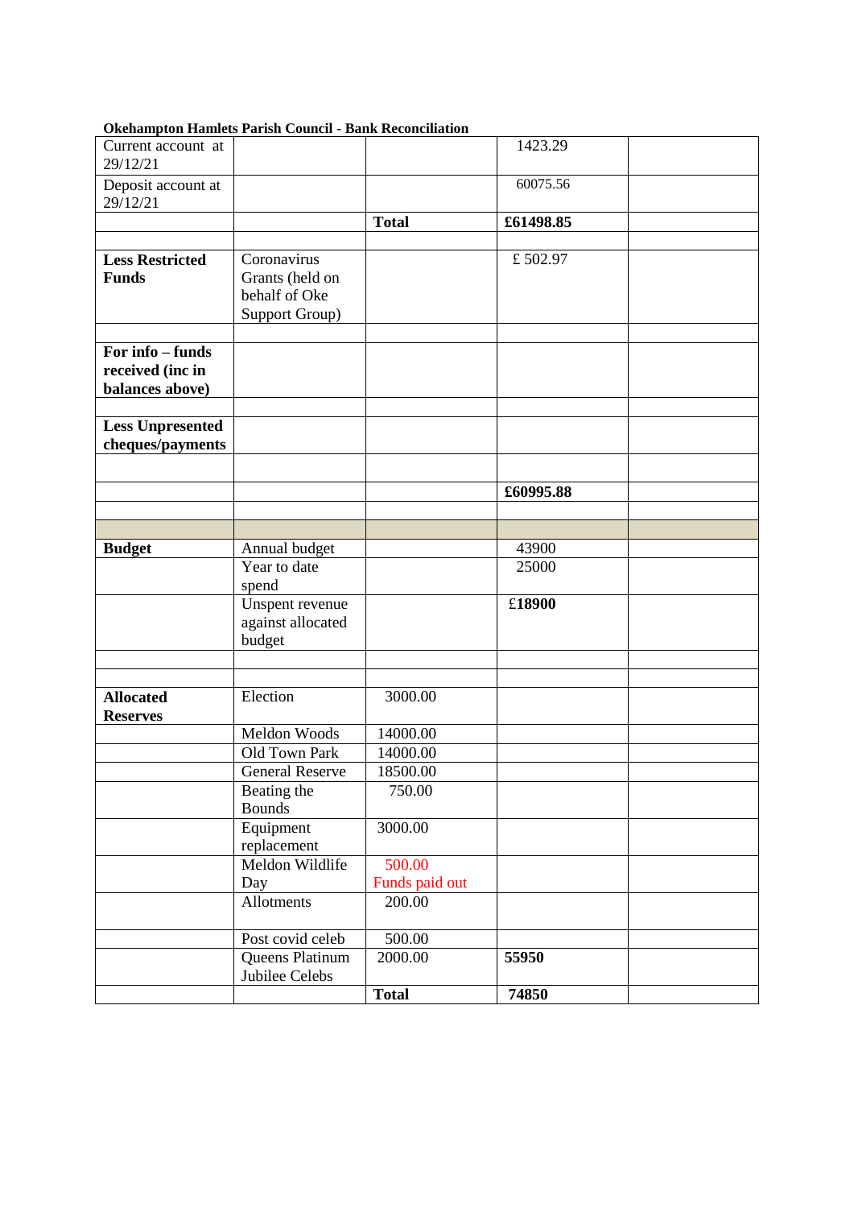**Okehampton Hamlets Parish Council - Bank Reconciliation**

| | | | | |
|---|---|---|---|---|
| Current account at 29/12/21 | | | 1423.29 | |
| Deposit account at 29/12/21 | | | 60075.56 | |
| | | **Total** | **£61498.85** | |
| | | | | |
| **Less Restricted Funds** | Coronavirus Grants (held on behalf of Oke Support Group) | | £ 502.97 | |
| | | | | |
| **For info – funds received (inc in balances above)** | | | | |
| | | | | |
| **Less Unpresented cheques/payments** | | | | |
| | | | | |
| | | | **£60995.88** | |
| | | | | |
| | | | | |
| **Budget** | Annual budget | | 43900 | |
| | Year to date spend | | 25000 | |
| | Unspent revenue against allocated budget | | **£18900** | |
| | | | | |
| | | | | |
| **Allocated Reserves** | Election | 3000.00 | | |
| | Meldon Woods | 14000.00 | | |
| | Old Town Park | 14000.00 | | |
| | General Reserve | 18500.00 | | |
| | Beating the Bounds | 750.00 | | |
| | Equipment replacement | 3000.00 | | |
| | Meldon Wildlife Day | 500.00 Funds paid out | | |
| | Allotments | 200.00 | | |
| | Post covid celeb | 500.00 | | |
| | Queens Platinum Jubilee Celebs | 2000.00 | **55950** | |
| | | **Total** | **74850** | |